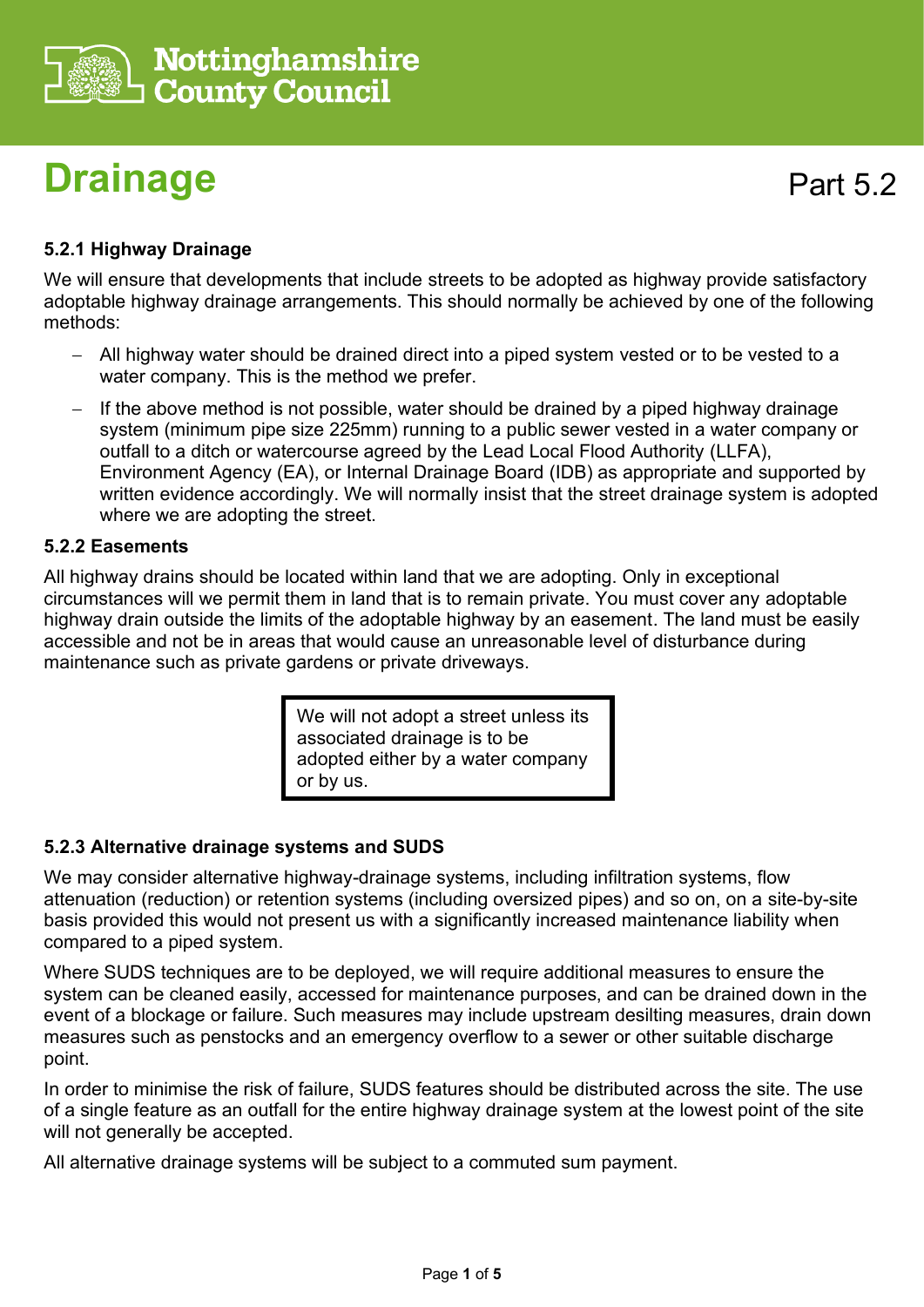Nottinghamshire County Council

# Drainage

Part 5.2

### 5.2.1 Highway Drainage

We will ensure that developments that include streets to be adopted as highway provide satisfactory adoptable highway drainage arrangements. This should normally be achieved by one of the following methods:

- All highway water should be drained direct into a piped system vested or to be vested to a water company. This is the method we prefer.
- If the above method is not possible, water should be drained by a piped highway drainage system (minimum pipe size 225mm) running to a public sewer vested in a water company or outfall to a ditch or watercourse agreed by the Lead Local Flood Authority (LLFA), Environment Agency (EA), or Internal Drainage Board (IDB) as appropriate and supported by written evidence accordingly. We will normally insist that the street drainage system is adopted where we are adopting the street.

### 5.2.2 Easements

All highway drains should be located within land that we are adopting. Only in exceptional circumstances will we permit them in land that is to remain private. You must cover any adoptable highway drain outside the limits of the adoptable highway by an easement. The land must be easily accessible and not be in areas that would cause an unreasonable level of disturbance during maintenance such as private gardens or private driveways.

> We will not adopt a street unless its associated drainage is to be adopted either by a water company or by us.

### 5.2.3 Alternative drainage systems and SUDS

We may consider alternative highway-drainage systems, including infiltration systems, flow attenuation (reduction) or retention systems (including oversized pipes) and so on, on a site-by-site basis provided this would not present us with a significantly increased maintenance liability when compared to a piped system.

Where SUDS techniques are to be deployed, we will require additional measures to ensure the system can be cleaned easily, accessed for maintenance purposes, and can be drained down in the event of a blockage or failure. Such measures may include upstream desilting measures, drain down measures such as penstocks and an emergency overflow to a sewer or other suitable discharge point.

In order to minimise the risk of failure, SUDS features should be distributed across the site. The use of a single feature as an outfall for the entire highway drainage system at the lowest point of the site will not generally be accepted.

All alternative drainage systems will be subject to a commuted sum payment.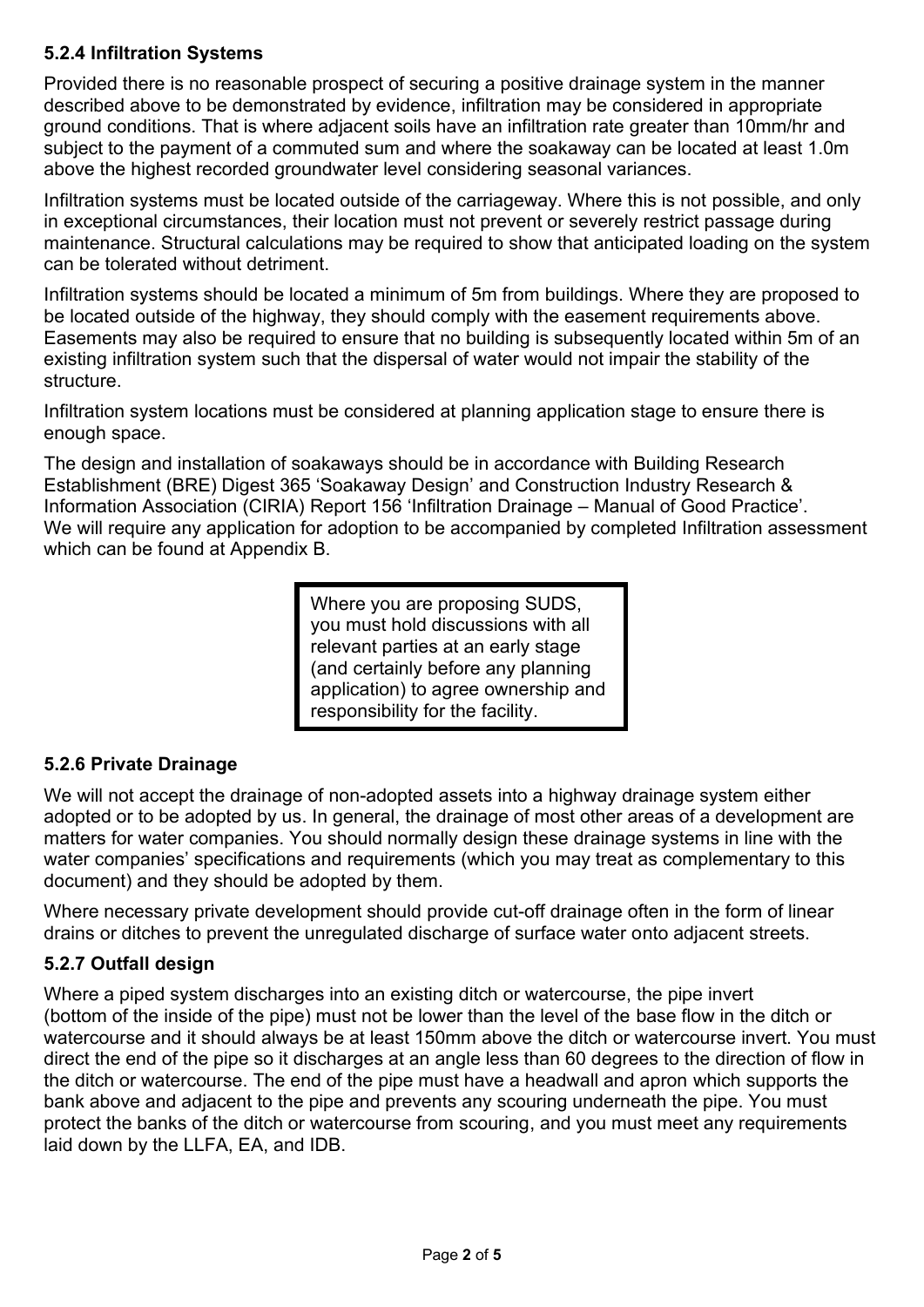### 5.2.4 Infiltration Systems

Provided there is no reasonable prospect of securing a positive drainage system in the manner described above to be demonstrated by evidence, infiltration may be considered in appropriate ground conditions. That is where adjacent soils have an infiltration rate greater than 10mm/hr and subject to the payment of a commuted sum and where the soakaway can be located at least 1.0m above the highest recorded groundwater level considering seasonal variances.

Infiltration systems must be located outside of the carriageway. Where this is not possible, and only in exceptional circumstances, their location must not prevent or severely restrict passage during maintenance. Structural calculations may be required to show that anticipated loading on the system can be tolerated without detriment.

Infiltration systems should be located a minimum of 5m from buildings. Where they are proposed to be located outside of the highway, they should comply with the easement requirements above. Easements may also be required to ensure that no building is subsequently located within 5m of an existing infiltration system such that the dispersal of water would not impair the stability of the structure.

Infiltration system locations must be considered at planning application stage to ensure there is enough space.

The design and installation of soakaways should be in accordance with Building Research Establishment (BRE) Digest 365 'Soakaway Design' and Construction Industry Research & Information Association (CIRIA) Report 156 'Infiltration Drainage – Manual of Good Practice'. We will require any application for adoption to be accompanied by completed Infiltration assessment which can be found at Appendix B.

> Where you are proposing SUDS, you must hold discussions with all relevant parties at an early stage (and certainly before any planning application) to agree ownership and responsibility for the facility.

### 5.2.6 Private Drainage

We will not accept the drainage of non-adopted assets into a highway drainage system either adopted or to be adopted by us. In general, the drainage of most other areas of a development are matters for water companies. You should normally design these drainage systems in line with the water companies' specifications and requirements (which you may treat as complementary to this document) and they should be adopted by them.

Where necessary private development should provide cut-off drainage often in the form of linear drains or ditches to prevent the unregulated discharge of surface water onto adjacent streets.

### 5.2.7 Outfall design

Where a piped system discharges into an existing ditch or watercourse, the pipe invert (bottom of the inside of the pipe) must not be lower than the level of the base flow in the ditch or watercourse and it should always be at least 150mm above the ditch or watercourse invert. You must direct the end of the pipe so it discharges at an angle less than 60 degrees to the direction of flow in the ditch or watercourse. The end of the pipe must have a headwall and apron which supports the bank above and adjacent to the pipe and prevents any scouring underneath the pipe. You must protect the banks of the ditch or watercourse from scouring, and you must meet any requirements laid down by the LLFA, EA, and IDB.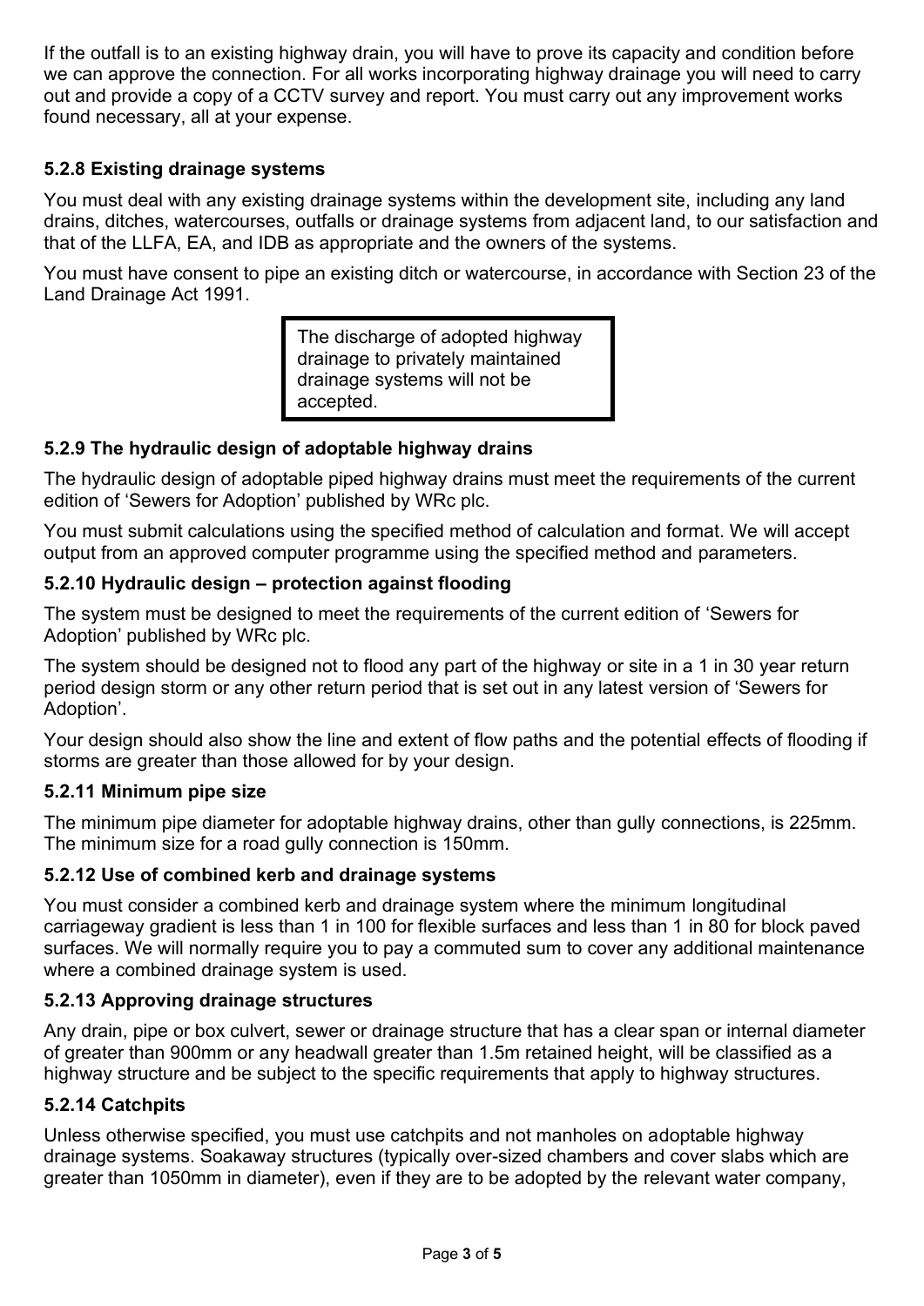If the outfall is to an existing highway drain, you will have to prove its capacity and condition before we can approve the connection. For all works incorporating highway drainage you will need to carry out and provide a copy of a CCTV survey and report. You must carry out any improvement works found necessary, all at your expense.

### 5.2.8 Existing drainage systems

You must deal with any existing drainage systems within the development site, including any land drains, ditches, watercourses, outfalls or drainage systems from adjacent land, to our satisfaction and that of the LLFA, EA, and IDB as appropriate and the owners of the systems.

You must have consent to pipe an existing ditch or watercourse, in accordance with Section 23 of the Land Drainage Act 1991.

> The discharge of adopted highway drainage to privately maintained drainage systems will not be accepted.

### 5.2.9 The hydraulic design of adoptable highway drains

The hydraulic design of adoptable piped highway drains must meet the requirements of the current edition of 'Sewers for Adoption' published by WRc plc.

You must submit calculations using the specified method of calculation and format. We will accept output from an approved computer programme using the specified method and parameters.

### 5.2.10 Hydraulic design – protection against flooding

The system must be designed to meet the requirements of the current edition of 'Sewers for Adoption' published by WRc plc.

The system should be designed not to flood any part of the highway or site in a 1 in 30 year return period design storm or any other return period that is set out in any latest version of 'Sewers for Adoption'.

Your design should also show the line and extent of flow paths and the potential effects of flooding if storms are greater than those allowed for by your design.

### 5.2.11 Minimum pipe size

The minimum pipe diameter for adoptable highway drains, other than gully connections, is 225mm. The minimum size for a road gully connection is 150mm.

### 5.2.12 Use of combined kerb and drainage systems

You must consider a combined kerb and drainage system where the minimum longitudinal carriageway gradient is less than 1 in 100 for flexible surfaces and less than 1 in 80 for block paved surfaces. We will normally require you to pay a commuted sum to cover any additional maintenance where a combined drainage system is used.

### 5.2.13 Approving drainage structures

Any drain, pipe or box culvert, sewer or drainage structure that has a clear span or internal diameter of greater than 900mm or any headwall greater than 1.5m retained height, will be classified as a highway structure and be subject to the specific requirements that apply to highway structures.

### 5.2.14 Catchpits

Unless otherwise specified, you must use catchpits and not manholes on adoptable highway drainage systems. Soakaway structures (typically over-sized chambers and cover slabs which are greater than 1050mm in diameter), even if they are to be adopted by the relevant water company,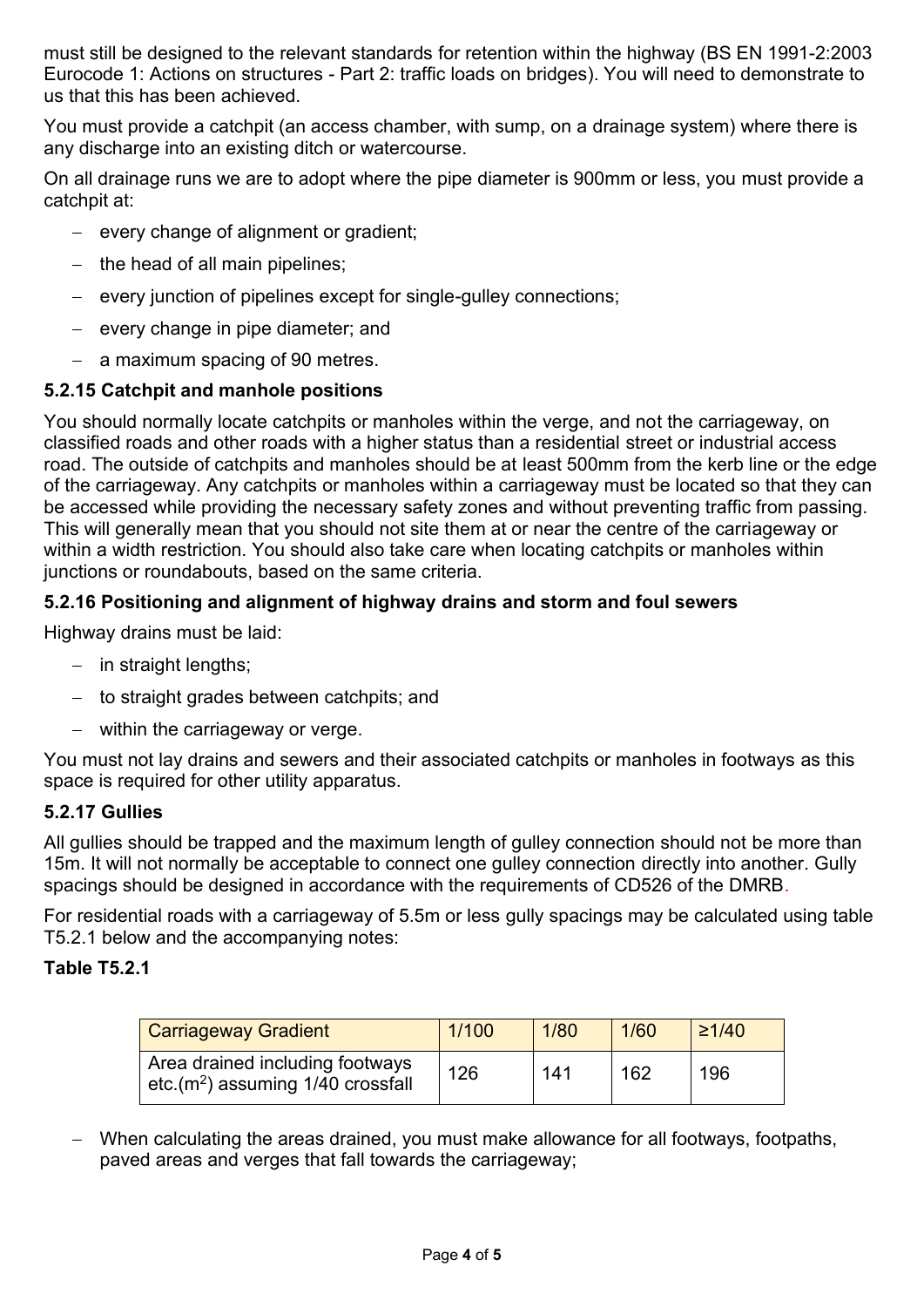must still be designed to the relevant standards for retention within the highway (BS EN 1991-2:2003 Eurocode 1: Actions on structures - Part 2: traffic loads on bridges). You will need to demonstrate to us that this has been achieved.

You must provide a catchpit (an access chamber, with sump, on a drainage system) where there is any discharge into an existing ditch or watercourse.

On all drainage runs we are to adopt where the pipe diameter is 900mm or less, you must provide a catchpit at:

- every change of alignment or gradient;
- the head of all main pipelines;
- every junction of pipelines except for single-gulley connections;
- every change in pipe diameter; and
- a maximum spacing of 90 metres.

### 5.2.15 Catchpit and manhole positions

You should normally locate catchpits or manholes within the verge, and not the carriageway, on classified roads and other roads with a higher status than a residential street or industrial access road. The outside of catchpits and manholes should be at least 500mm from the kerb line or the edge of the carriageway. Any catchpits or manholes within a carriageway must be located so that they can be accessed while providing the necessary safety zones and without preventing traffic from passing. This will generally mean that you should not site them at or near the centre of the carriageway or within a width restriction. You should also take care when locating catchpits or manholes within junctions or roundabouts, based on the same criteria.

### 5.2.16 Positioning and alignment of highway drains and storm and foul sewers

Highway drains must be laid:

- in straight lengths;
- to straight grades between catchpits; and
- within the carriageway or verge.

You must not lay drains and sewers and their associated catchpits or manholes in footways as this space is required for other utility apparatus.

### 5.2.17 Gullies

All gullies should be trapped and the maximum length of gulley connection should not be more than 15m. It will not normally be acceptable to connect one gulley connection directly into another. Gully spacings should be designed in accordance with the requirements of CD526 of the DMRB.

For residential roads with a carriageway of 5.5m or less gully spacings may be calculated using table T5.2.1 below and the accompanying notes:

**Table T5.2.1**

| Carriageway Gradient | 1/100 | 1/80 | 1/60 | ≥1/40 |
|---|---|---|---|---|
| Area drained including footways etc.($m^2$) assuming 1/40 crossfall | 126 | 141 | 162 | 196 |

- When calculating the areas drained, you must make allowance for all footways, footpaths, paved areas and verges that fall towards the carriageway;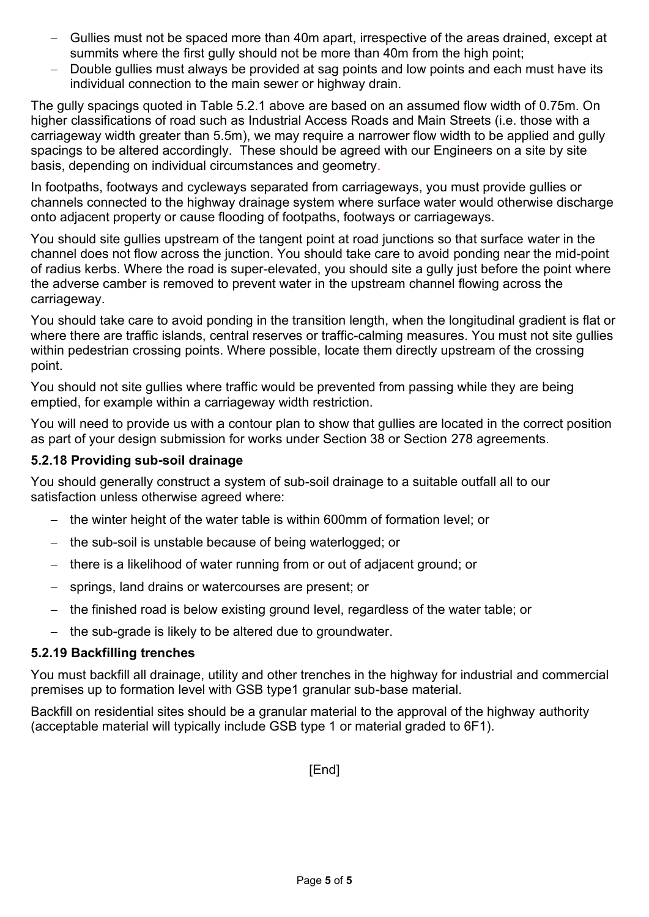- Gullies must not be spaced more than 40m apart, irrespective of the areas drained, except at summits where the first gully should not be more than 40m from the high point;
- Double gullies must always be provided at sag points and low points and each must have its individual connection to the main sewer or highway drain.

The gully spacings quoted in Table 5.2.1 above are based on an assumed flow width of 0.75m. On higher classifications of road such as Industrial Access Roads and Main Streets (i.e. those with a carriageway width greater than 5.5m), we may require a narrower flow width to be applied and gully spacings to be altered accordingly. These should be agreed with our Engineers on a site by site basis, depending on individual circumstances and geometry.

In footpaths, footways and cycleways separated from carriageways, you must provide gullies or channels connected to the highway drainage system where surface water would otherwise discharge onto adjacent property or cause flooding of footpaths, footways or carriageways.

You should site gullies upstream of the tangent point at road junctions so that surface water in the channel does not flow across the junction. You should take care to avoid ponding near the mid-point of radius kerbs. Where the road is super-elevated, you should site a gully just before the point where the adverse camber is removed to prevent water in the upstream channel flowing across the carriageway.

You should take care to avoid ponding in the transition length, when the longitudinal gradient is flat or where there are traffic islands, central reserves or traffic-calming measures. You must not site gullies within pedestrian crossing points. Where possible, locate them directly upstream of the crossing point.

You should not site gullies where traffic would be prevented from passing while they are being emptied, for example within a carriageway width restriction.

You will need to provide us with a contour plan to show that gullies are located in the correct position as part of your design submission for works under Section 38 or Section 278 agreements.

### 5.2.18 Providing sub-soil drainage

You should generally construct a system of sub-soil drainage to a suitable outfall all to our satisfaction unless otherwise agreed where:

- the winter height of the water table is within 600mm of formation level; or
- the sub-soil is unstable because of being waterlogged; or
- there is a likelihood of water running from or out of adjacent ground; or
- springs, land drains or watercourses are present; or
- the finished road is below existing ground level, regardless of the water table; or
- the sub-grade is likely to be altered due to groundwater.

### 5.2.19 Backfilling trenches

You must backfill all drainage, utility and other trenches in the highway for industrial and commercial premises up to formation level with GSB type1 granular sub-base material.

Backfill on residential sites should be a granular material to the approval of the highway authority (acceptable material will typically include GSB type 1 or material graded to 6F1).

[End]